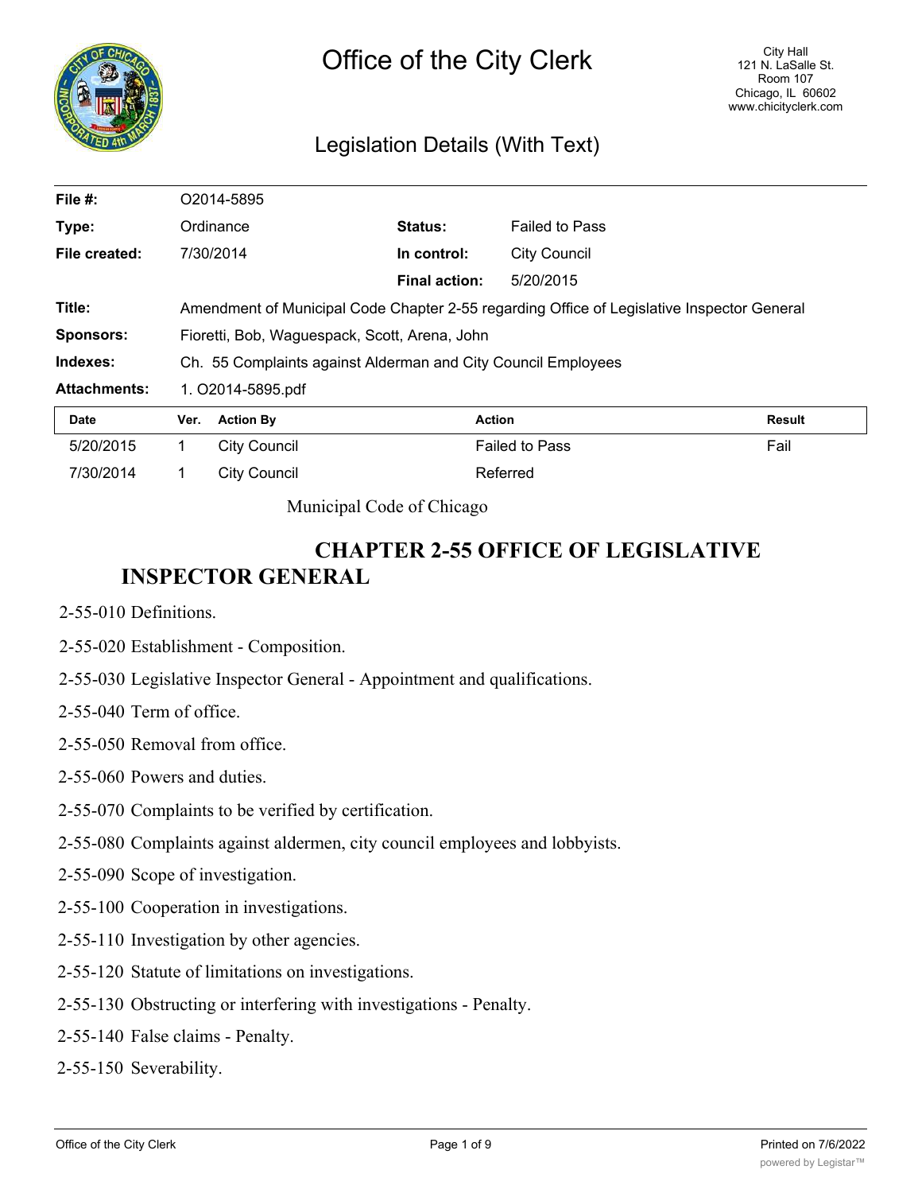# Office of the City Clerk

City Hall
121 N. LaSalle St.
Room 107
Chicago, IL 60602
www.chicityclerk.com

## Legislation Details (With Text)

| | | | |
|---|---|---|---|
| **File #:** | O2014-5895 | | |
| **Type:** | Ordinance | **Status:** | Failed to Pass |
| **File created:** | 7/30/2014 | **In control:** | City Council |
| | | **Final action:** | 5/20/2015 |
| **Title:** | Amendment of Municipal Code Chapter 2-55 regarding Office of Legislative Inspector General | | |
| **Sponsors:** | Fioretti, Bob, Waguespack, Scott, Arena, John | | |
| **Indexes:** | Ch. 55 Complaints against Alderman and City Council Employees | | |
| **Attachments:** | 1. O2014-5895.pdf | | |

| Date | Ver. | Action By | Action | Result |
|---|---|---|---|---|
| 5/20/2015 | 1 | City Council | Failed to Pass | Fail |
| 7/30/2014 | 1 | City Council | Referred | |

Municipal Code of Chicago

# CHAPTER 2-55 OFFICE OF LEGISLATIVE INSPECTOR GENERAL

2-55-010 Definitions.

2-55-020 Establishment - Composition.

2-55-030 Legislative Inspector General - Appointment and qualifications.

2-55-040 Term of office.

2-55-050 Removal from office.

2-55-060 Powers and duties.

2-55-070 Complaints to be verified by certification.

2-55-080 Complaints against aldermen, city council employees and lobbyists.

2-55-090 Scope of investigation.

2-55-100 Cooperation in investigations.

2-55-110 Investigation by other agencies.

2-55-120 Statute of limitations on investigations.

2-55-130 Obstructing or interfering with investigations - Penalty.

2-55-140 False claims - Penalty.

2-55-150 Severability.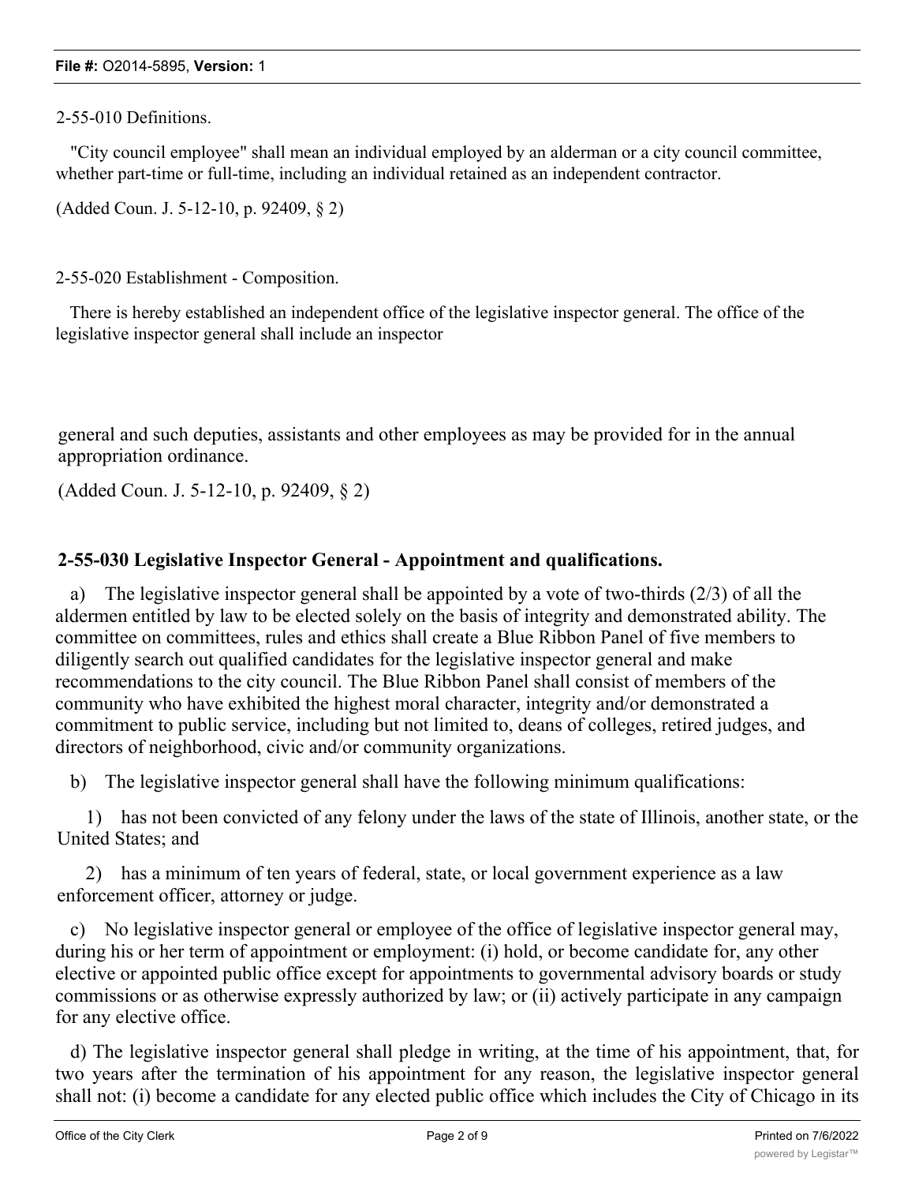2-55-010 Definitions.

"City council employee" shall mean an individual employed by an alderman or a city council committee, whether part-time or full-time, including an individual retained as an independent contractor.

(Added Coun. J. 5-12-10, p. 92409, § 2)

2-55-020 Establishment - Composition.

There is hereby established an independent office of the legislative inspector general. The office of the legislative inspector general shall include an inspector general and such deputies, assistants and other employees as may be provided for in the annual appropriation ordinance.

(Added Coun. J. 5-12-10, p. 92409, § 2)

**2-55-030 Legislative Inspector General - Appointment and qualifications.**

a) The legislative inspector general shall be appointed by a vote of two-thirds (2/3) of all the aldermen entitled by law to be elected solely on the basis of integrity and demonstrated ability. The committee on committees, rules and ethics shall create a Blue Ribbon Panel of five members to diligently search out qualified candidates for the legislative inspector general and make recommendations to the city council. The Blue Ribbon Panel shall consist of members of the community who have exhibited the highest moral character, integrity and/or demonstrated a commitment to public service, including but not limited to, deans of colleges, retired judges, and directors of neighborhood, civic and/or community organizations.

b) The legislative inspector general shall have the following minimum qualifications:

1) has not been convicted of any felony under the laws of the state of Illinois, another state, or the United States; and

2) has a minimum of ten years of federal, state, or local government experience as a law enforcement officer, attorney or judge.

c) No legislative inspector general or employee of the office of legislative inspector general may, during his or her term of appointment or employment: (i) hold, or become candidate for, any other elective or appointed public office except for appointments to governmental advisory boards or study commissions or as otherwise expressly authorized by law; or (ii) actively participate in any campaign for any elective office.

d) The legislative inspector general shall pledge in writing, at the time of his appointment, that, for two years after the termination of his appointment for any reason, the legislative inspector general shall not: (i) become a candidate for any elected public office which includes the City of Chicago in its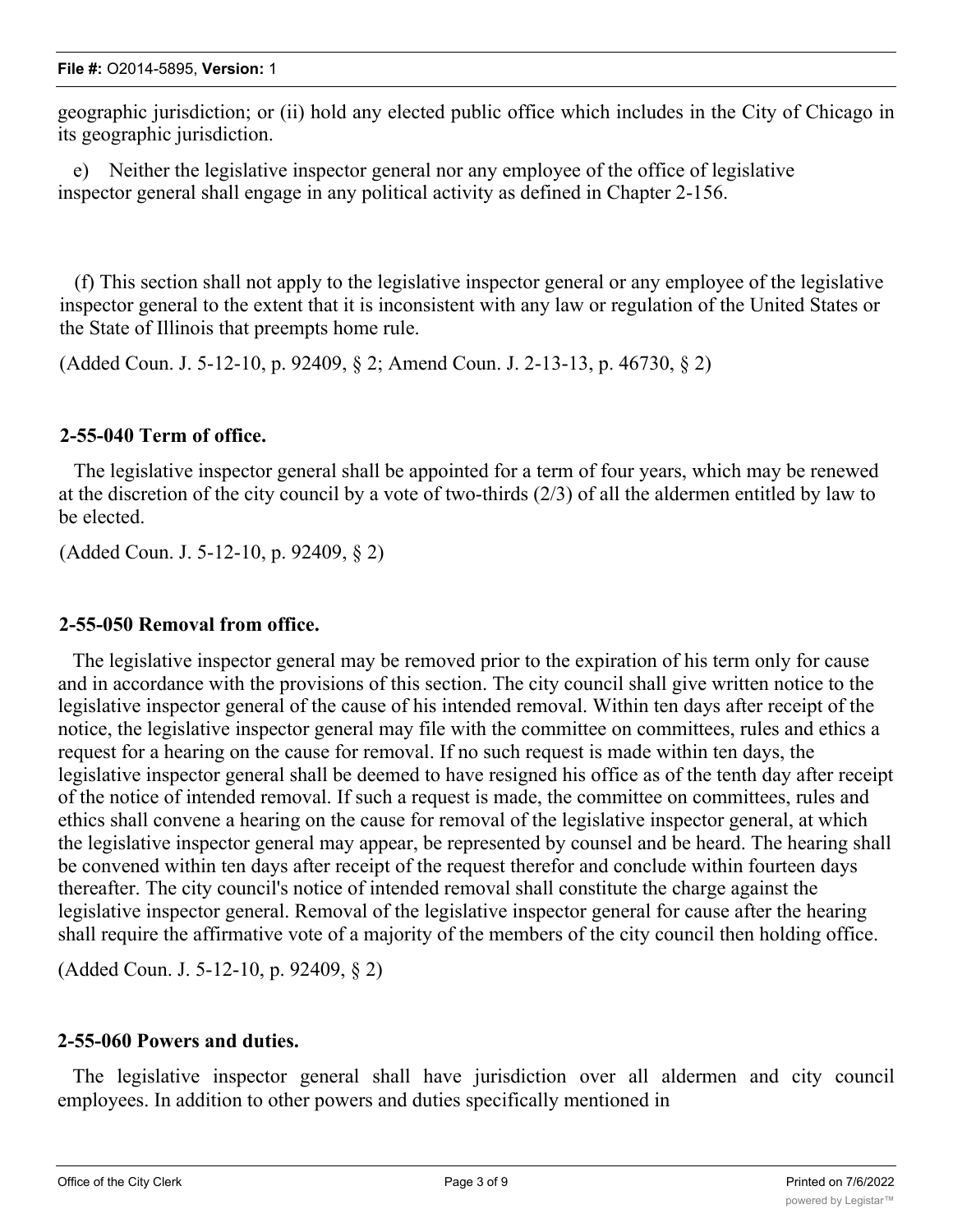geographic jurisdiction; or (ii) hold any elected public office which includes in the City of Chicago in its geographic jurisdiction.

e) Neither the legislative inspector general nor any employee of the office of legislative inspector general shall engage in any political activity as defined in Chapter 2-156.

(f) This section shall not apply to the legislative inspector general or any employee of the legislative inspector general to the extent that it is inconsistent with any law or regulation of the United States or the State of Illinois that preempts home rule.

(Added Coun. J. 5-12-10, p. 92409, § 2; Amend Coun. J. 2-13-13, p. 46730, § 2)

### 2-55-040 Term of office.

The legislative inspector general shall be appointed for a term of four years, which may be renewed at the discretion of the city council by a vote of two-thirds (2/3) of all the aldermen entitled by law to be elected.

(Added Coun. J. 5-12-10, p. 92409, § 2)

### 2-55-050 Removal from office.

The legislative inspector general may be removed prior to the expiration of his term only for cause and in accordance with the provisions of this section. The city council shall give written notice to the legislative inspector general of the cause of his intended removal. Within ten days after receipt of the notice, the legislative inspector general may file with the committee on committees, rules and ethics a request for a hearing on the cause for removal. If no such request is made within ten days, the legislative inspector general shall be deemed to have resigned his office as of the tenth day after receipt of the notice of intended removal. If such a request is made, the committee on committees, rules and ethics shall convene a hearing on the cause for removal of the legislative inspector general, at which the legislative inspector general may appear, be represented by counsel and be heard. The hearing shall be convened within ten days after receipt of the request therefor and conclude within fourteen days thereafter. The city council's notice of intended removal shall constitute the charge against the legislative inspector general. Removal of the legislative inspector general for cause after the hearing shall require the affirmative vote of a majority of the members of the city council then holding office.

(Added Coun. J. 5-12-10, p. 92409, § 2)

### 2-55-060 Powers and duties.

The legislative inspector general shall have jurisdiction over all aldermen and city council employees. In addition to other powers and duties specifically mentioned in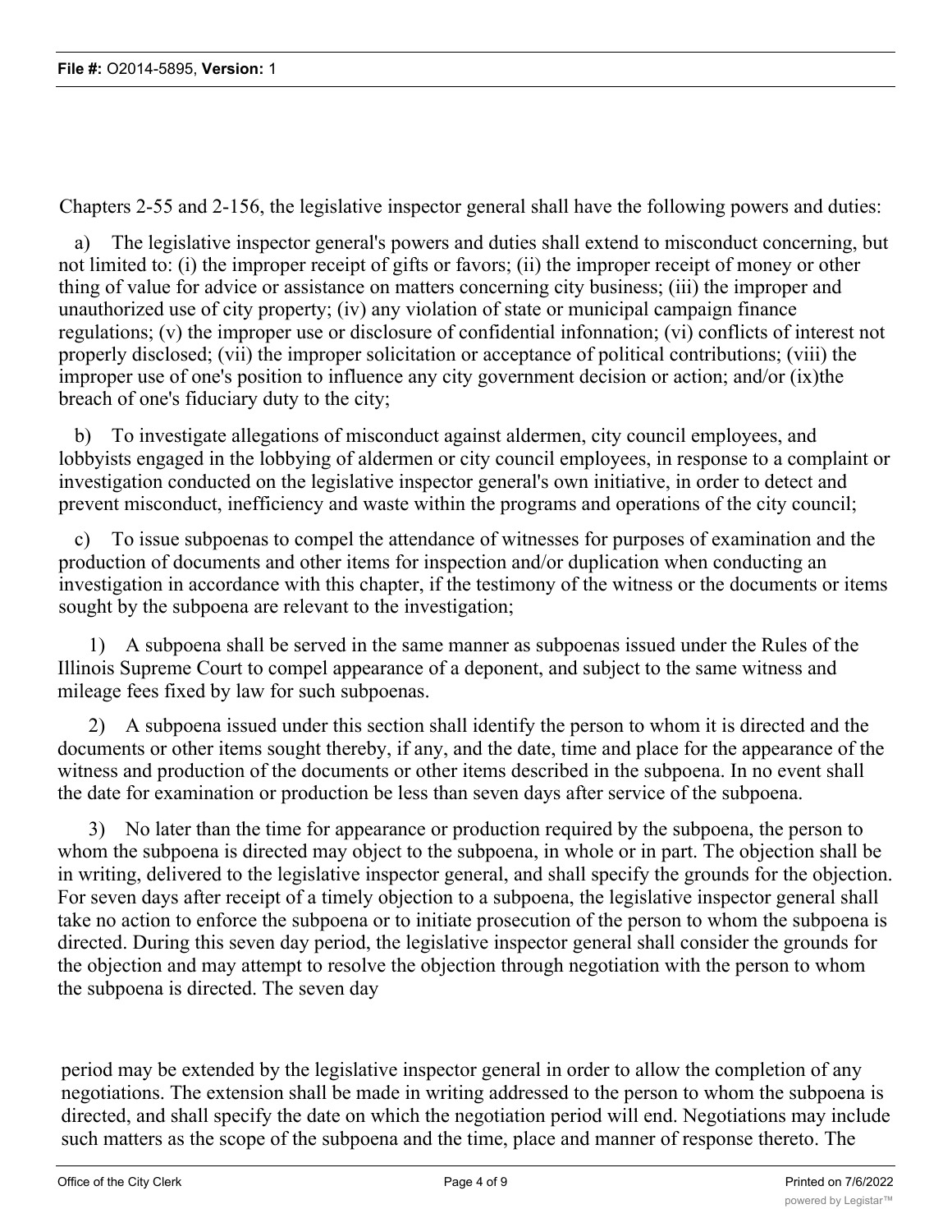Chapters 2-55 and 2-156, the legislative inspector general shall have the following powers and duties:

a) The legislative inspector general's powers and duties shall extend to misconduct concerning, but not limited to: (i) the improper receipt of gifts or favors; (ii) the improper receipt of money or other thing of value for advice or assistance on matters concerning city business; (iii) the improper and unauthorized use of city property; (iv) any violation of state or municipal campaign finance regulations; (v) the improper use or disclosure of confidential infonnation; (vi) conflicts of interest not properly disclosed; (vii) the improper solicitation or acceptance of political contributions; (viii) the improper use of one's position to influence any city government decision or action; and/or (ix)the breach of one's fiduciary duty to the city;

b) To investigate allegations of misconduct against aldermen, city council employees, and lobbyists engaged in the lobbying of aldermen or city council employees, in response to a complaint or investigation conducted on the legislative inspector general's own initiative, in order to detect and prevent misconduct, inefficiency and waste within the programs and operations of the city council;

c) To issue subpoenas to compel the attendance of witnesses for purposes of examination and the production of documents and other items for inspection and/or duplication when conducting an investigation in accordance with this chapter, if the testimony of the witness or the documents or items sought by the subpoena are relevant to the investigation;

1) A subpoena shall be served in the same manner as subpoenas issued under the Rules of the Illinois Supreme Court to compel appearance of a deponent, and subject to the same witness and mileage fees fixed by law for such subpoenas.

2) A subpoena issued under this section shall identify the person to whom it is directed and the documents or other items sought thereby, if any, and the date, time and place for the appearance of the witness and production of the documents or other items described in the subpoena. In no event shall the date for examination or production be less than seven days after service of the subpoena.

3) No later than the time for appearance or production required by the subpoena, the person to whom the subpoena is directed may object to the subpoena, in whole or in part. The objection shall be in writing, delivered to the legislative inspector general, and shall specify the grounds for the objection. For seven days after receipt of a timely objection to a subpoena, the legislative inspector general shall take no action to enforce the subpoena or to initiate prosecution of the person to whom the subpoena is directed. During this seven day period, the legislative inspector general shall consider the grounds for the objection and may attempt to resolve the objection through negotiation with the person to whom the subpoena is directed. The seven day period may be extended by the legislative inspector general in order to allow the completion of any negotiations. The extension shall be made in writing addressed to the person to whom the subpoena is directed, and shall specify the date on which the negotiation period will end. Negotiations may include such matters as the scope of the subpoena and the time, place and manner of response thereto. The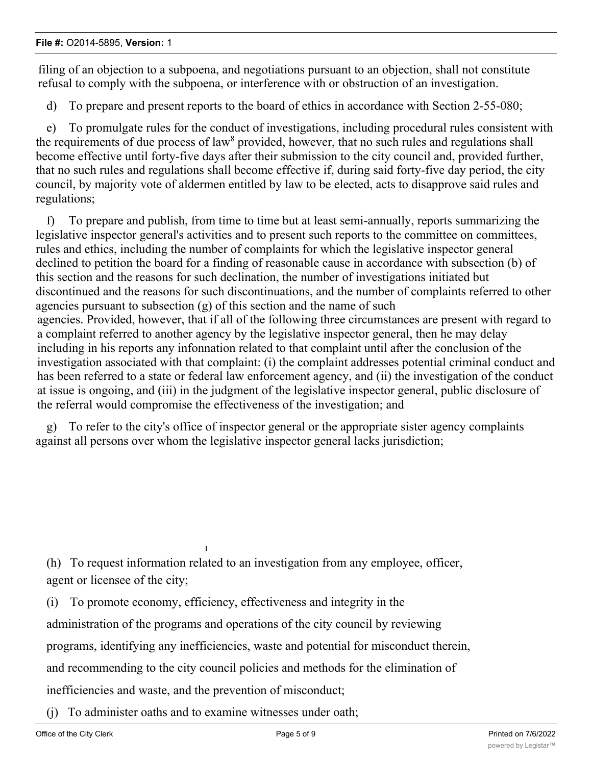filing of an objection to a subpoena, and negotiations pursuant to an objection, shall not constitute refusal to comply with the subpoena, or interference with or obstruction of an investigation.

d) To prepare and present reports to the board of ethics in accordance with Section 2-55-080;

e) To promulgate rules for the conduct of investigations, including procedural rules consistent with the requirements of due process of law[8] provided, however, that no such rules and regulations shall become effective until forty-five days after their submission to the city council and, provided further, that no such rules and regulations shall become effective if, during said forty-five day period, the city council, by majority vote of aldermen entitled by law to be elected, acts to disapprove said rules and regulations;

f) To prepare and publish, from time to time but at least semi-annually, reports summarizing the legislative inspector general's activities and to present such reports to the committee on committees, rules and ethics, including the number of complaints for which the legislative inspector general declined to petition the board for a finding of reasonable cause in accordance with subsection (b) of this section and the reasons for such declination, the number of investigations initiated but discontinued and the reasons for such discontinuations, and the number of complaints referred to other agencies pursuant to subsection (g) of this section and the name of such agencies. Provided, however, that if all of the following three circumstances are present with regard to a complaint referred to another agency by the legislative inspector general, then he may delay including in his reports any infonnation related to that complaint until after the conclusion of the investigation associated with that complaint: (i) the complaint addresses potential criminal conduct and has been referred to a state or federal law enforcement agency, and (ii) the investigation of the conduct at issue is ongoing, and (iii) in the judgment of the legislative inspector general, public disclosure of the referral would compromise the effectiveness of the investigation; and

g) To refer to the city's office of inspector general or the appropriate sister agency complaints against all persons over whom the legislative inspector general lacks jurisdiction;

(h) To request information related to an investigation from any employee, officer, agent or licensee of the city;

(i) To promote economy, efficiency, effectiveness and integrity in the administration of the programs and operations of the city council by reviewing programs, identifying any inefficiencies, waste and potential for misconduct therein, and recommending to the city council policies and methods for the elimination of inefficiencies and waste, and the prevention of misconduct;

(j) To administer oaths and to examine witnesses under oath;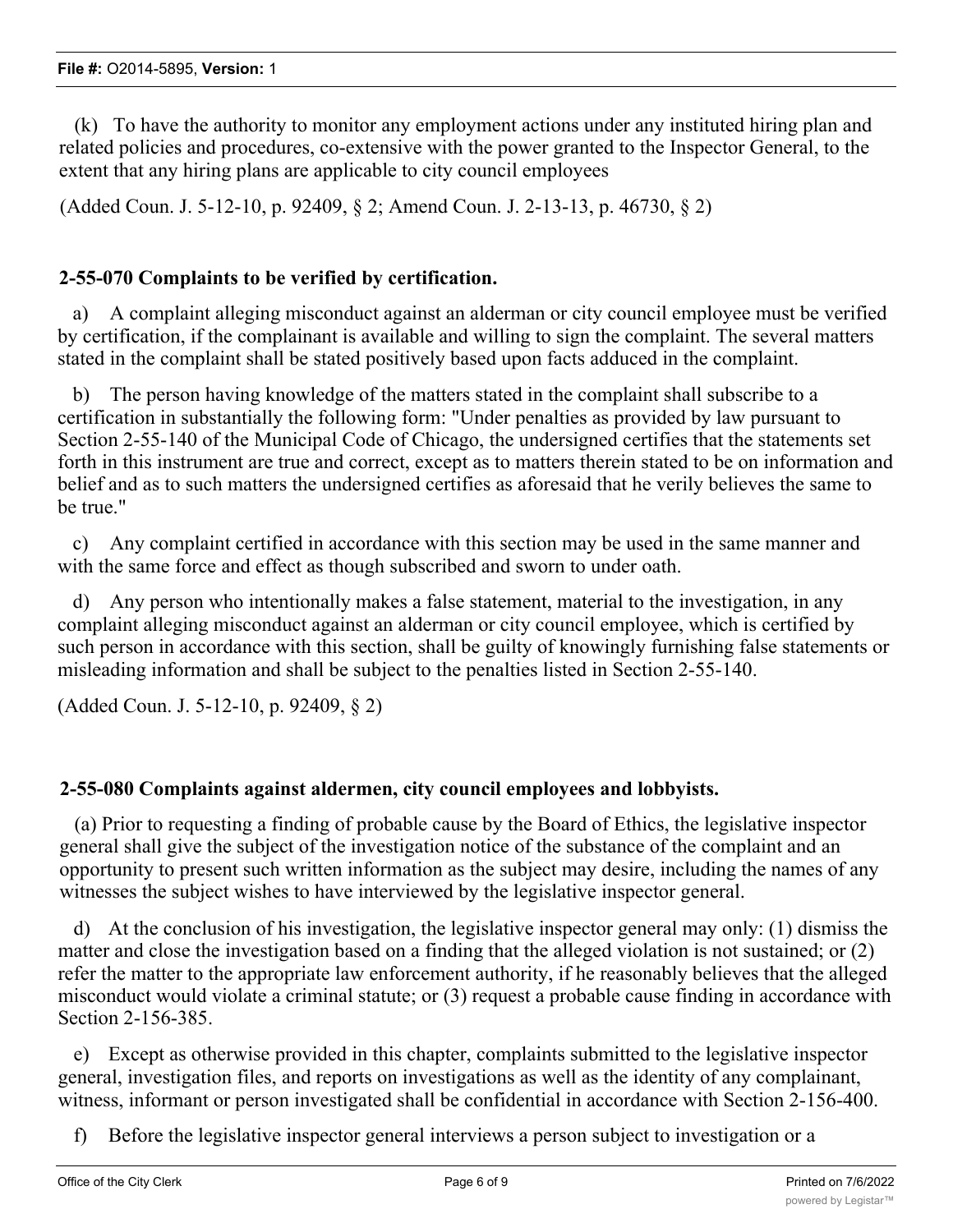(k) To have the authority to monitor any employment actions under any instituted hiring plan and related policies and procedures, co-extensive with the power granted to the Inspector General, to the extent that any hiring plans are applicable to city council employees

(Added Coun. J. 5-12-10, p. 92409, § 2; Amend Coun. J. 2-13-13, p. 46730, § 2)

**2-55-070 Complaints to be verified by certification.**

a) A complaint alleging misconduct against an alderman or city council employee must be verified by certification, if the complainant is available and willing to sign the complaint. The several matters stated in the complaint shall be stated positively based upon facts adduced in the complaint.

b) The person having knowledge of the matters stated in the complaint shall subscribe to a certification in substantially the following form: "Under penalties as provided by law pursuant to Section 2-55-140 of the Municipal Code of Chicago, the undersigned certifies that the statements set forth in this instrument are true and correct, except as to matters therein stated to be on information and belief and as to such matters the undersigned certifies as aforesaid that he verily believes the same to be true."

c) Any complaint certified in accordance with this section may be used in the same manner and with the same force and effect as though subscribed and sworn to under oath.

d) Any person who intentionally makes a false statement, material to the investigation, in any complaint alleging misconduct against an alderman or city council employee, which is certified by such person in accordance with this section, shall be guilty of knowingly furnishing false statements or misleading information and shall be subject to the penalties listed in Section 2-55-140.

(Added Coun. J. 5-12-10, p. 92409, § 2)

**2-55-080 Complaints against aldermen, city council employees and lobbyists.**

(a) Prior to requesting a finding of probable cause by the Board of Ethics, the legislative inspector general shall give the subject of the investigation notice of the substance of the complaint and an opportunity to present such written information as the subject may desire, including the names of any witnesses the subject wishes to have interviewed by the legislative inspector general.

d) At the conclusion of his investigation, the legislative inspector general may only: (1) dismiss the matter and close the investigation based on a finding that the alleged violation is not sustained; or (2) refer the matter to the appropriate law enforcement authority, if he reasonably believes that the alleged misconduct would violate a criminal statute; or (3) request a probable cause finding in accordance with Section 2-156-385.

e) Except as otherwise provided in this chapter, complaints submitted to the legislative inspector general, investigation files, and reports on investigations as well as the identity of any complainant, witness, informant or person investigated shall be confidential in accordance with Section 2-156-400.

f) Before the legislative inspector general interviews a person subject to investigation or a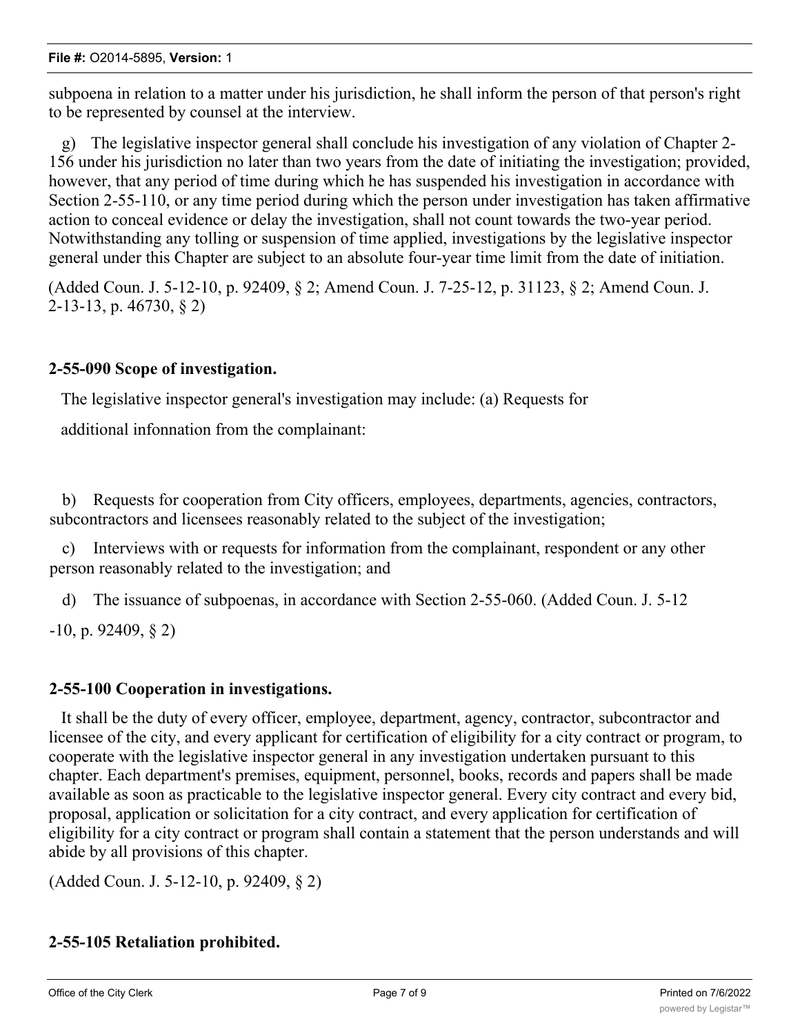subpoena in relation to a matter under his jurisdiction, he shall inform the person of that person's right to be represented by counsel at the interview.

g) The legislative inspector general shall conclude his investigation of any violation of Chapter 2-156 under his jurisdiction no later than two years from the date of initiating the investigation; provided, however, that any period of time during which he has suspended his investigation in accordance with Section 2-55-110, or any time period during which the person under investigation has taken affirmative action to conceal evidence or delay the investigation, shall not count towards the two-year period. Notwithstanding any tolling or suspension of time applied, investigations by the legislative inspector general under this Chapter are subject to an absolute four-year time limit from the date of initiation.

(Added Coun. J. 5-12-10, p. 92409, § 2; Amend Coun. J. 7-25-12, p. 31123, § 2; Amend Coun. J. 2-13-13, p. 46730, § 2)

**2-55-090 Scope of investigation.**

The legislative inspector general's investigation may include: (a) Requests for additional infonnation from the complainant:

b) Requests for cooperation from City officers, employees, departments, agencies, contractors, subcontractors and licensees reasonably related to the subject of the investigation;

c) Interviews with or requests for information from the complainant, respondent or any other person reasonably related to the investigation; and

d) The issuance of subpoenas, in accordance with Section 2-55-060. (Added Coun. J. 5-12-10, p. 92409, § 2)

**2-55-100 Cooperation in investigations.**

It shall be the duty of every officer, employee, department, agency, contractor, subcontractor and licensee of the city, and every applicant for certification of eligibility for a city contract or program, to cooperate with the legislative inspector general in any investigation undertaken pursuant to this chapter. Each department's premises, equipment, personnel, books, records and papers shall be made available as soon as practicable to the legislative inspector general. Every city contract and every bid, proposal, application or solicitation for a city contract, and every application for certification of eligibility for a city contract or program shall contain a statement that the person understands and will abide by all provisions of this chapter.

(Added Coun. J. 5-12-10, p. 92409, § 2)

**2-55-105 Retaliation prohibited.**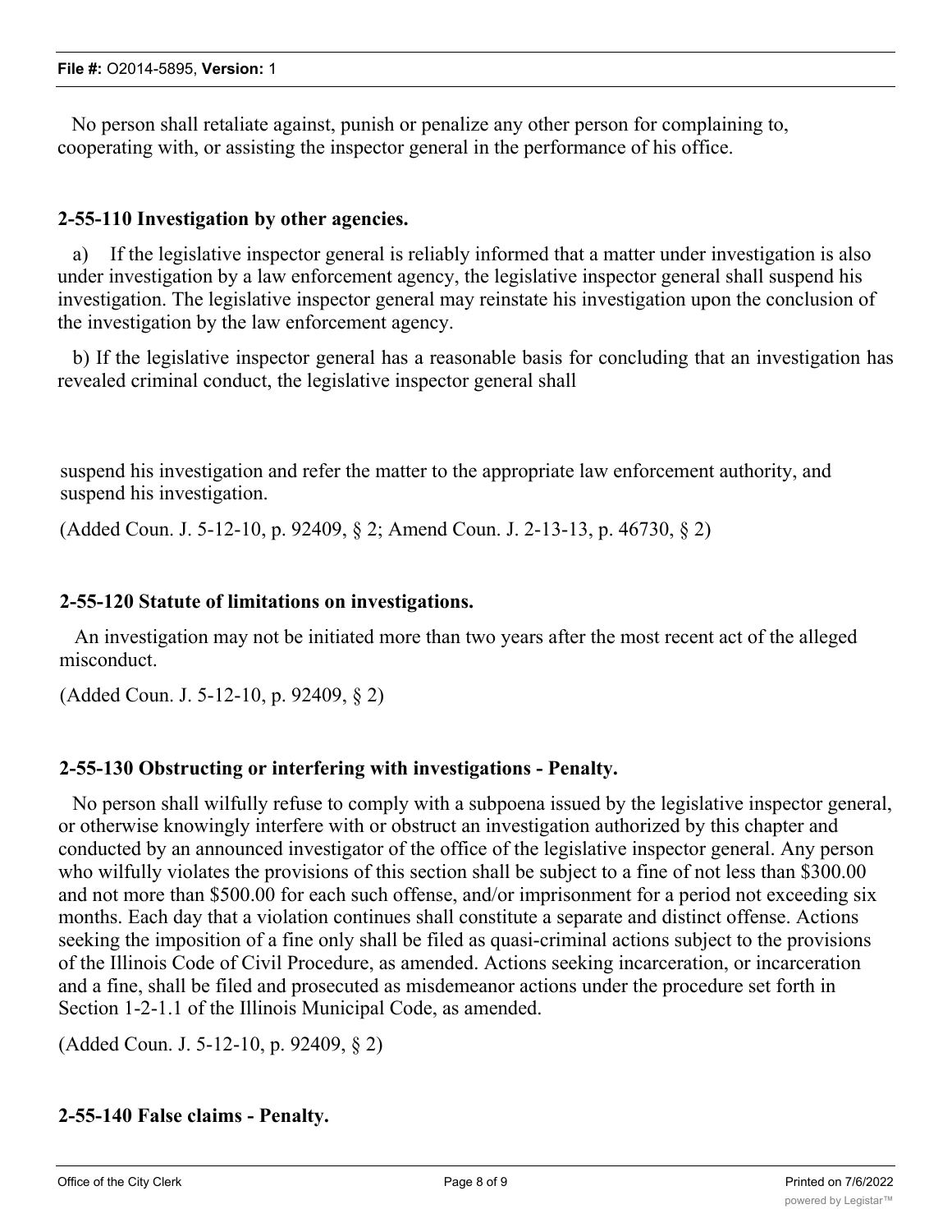No person shall retaliate against, punish or penalize any other person for complaining to, cooperating with, or assisting the inspector general in the performance of his office.

**2-55-110 Investigation by other agencies.**

a) If the legislative inspector general is reliably informed that a matter under investigation is also under investigation by a law enforcement agency, the legislative inspector general shall suspend his investigation. The legislative inspector general may reinstate his investigation upon the conclusion of the investigation by the law enforcement agency.

b) If the legislative inspector general has a reasonable basis for concluding that an investigation has revealed criminal conduct, the legislative inspector general shall

suspend his investigation and refer the matter to the appropriate law enforcement authority, and suspend his investigation.

(Added Coun. J. 5-12-10, p. 92409, § 2; Amend Coun. J. 2-13-13, p. 46730, § 2)

**2-55-120 Statute of limitations on investigations.**

An investigation may not be initiated more than two years after the most recent act of the alleged misconduct.

(Added Coun. J. 5-12-10, p. 92409, § 2)

**2-55-130 Obstructing or interfering with investigations - Penalty.**

No person shall wilfully refuse to comply with a subpoena issued by the legislative inspector general, or otherwise knowingly interfere with or obstruct an investigation authorized by this chapter and conducted by an announced investigator of the office of the legislative inspector general. Any person who wilfully violates the provisions of this section shall be subject to a fine of not less than $300.00 and not more than $500.00 for each such offense, and/or imprisonment for a period not exceeding six months. Each day that a violation continues shall constitute a separate and distinct offense. Actions seeking the imposition of a fine only shall be filed as quasi-criminal actions subject to the provisions of the Illinois Code of Civil Procedure, as amended. Actions seeking incarceration, or incarceration and a fine, shall be filed and prosecuted as misdemeanor actions under the procedure set forth in Section 1-2-1.1 of the Illinois Municipal Code, as amended.

(Added Coun. J. 5-12-10, p. 92409, § 2)

**2-55-140 False claims - Penalty.**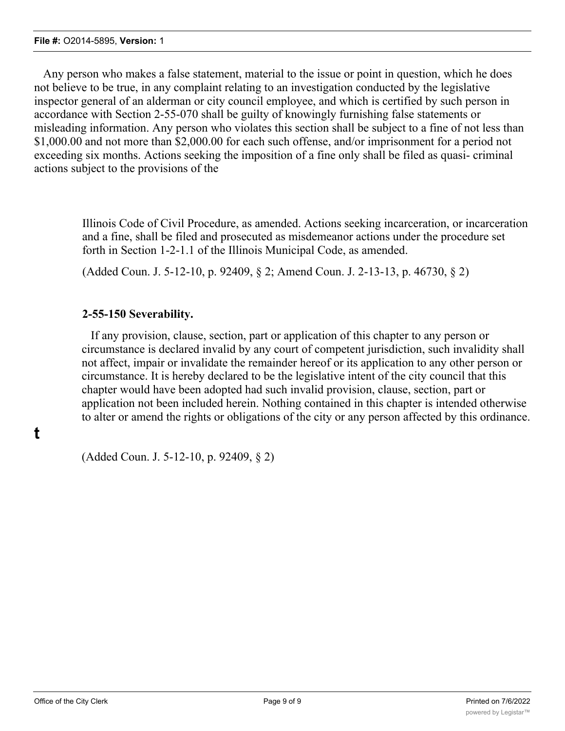Any person who makes a false statement, material to the issue or point in question, which he does not believe to be true, in any complaint relating to an investigation conducted by the legislative inspector general of an alderman or city council employee, and which is certified by such person in accordance with Section 2-55-070 shall be guilty of knowingly furnishing false statements or misleading information. Any person who violates this section shall be subject to a fine of not less than $1,000.00 and not more than $2,000.00 for each such offense, and/or imprisonment for a period not exceeding six months. Actions seeking the imposition of a fine only shall be filed as quasi- criminal actions subject to the provisions of the Illinois Code of Civil Procedure, as amended. Actions seeking incarceration, or incarceration and a fine, shall be filed and prosecuted as misdemeanor actions under the procedure set forth in Section 1-2-1.1 of the Illinois Municipal Code, as amended.

(Added Coun. J. 5-12-10, p. 92409, § 2; Amend Coun. J. 2-13-13, p. 46730, § 2)

**2-55-150 Severability.**

If any provision, clause, section, part or application of this chapter to any person or circumstance is declared invalid by any court of competent jurisdiction, such invalidity shall not affect, impair or invalidate the remainder hereof or its application to any other person or circumstance. It is hereby declared to be the legislative intent of the city council that this chapter would have been adopted had such invalid provision, clause, section, part or application not been included herein. Nothing contained in this chapter is intended otherwise to alter or amend the rights or obligations of the city or any person affected by this ordinance.

t

(Added Coun. J. 5-12-10, p. 92409, § 2)